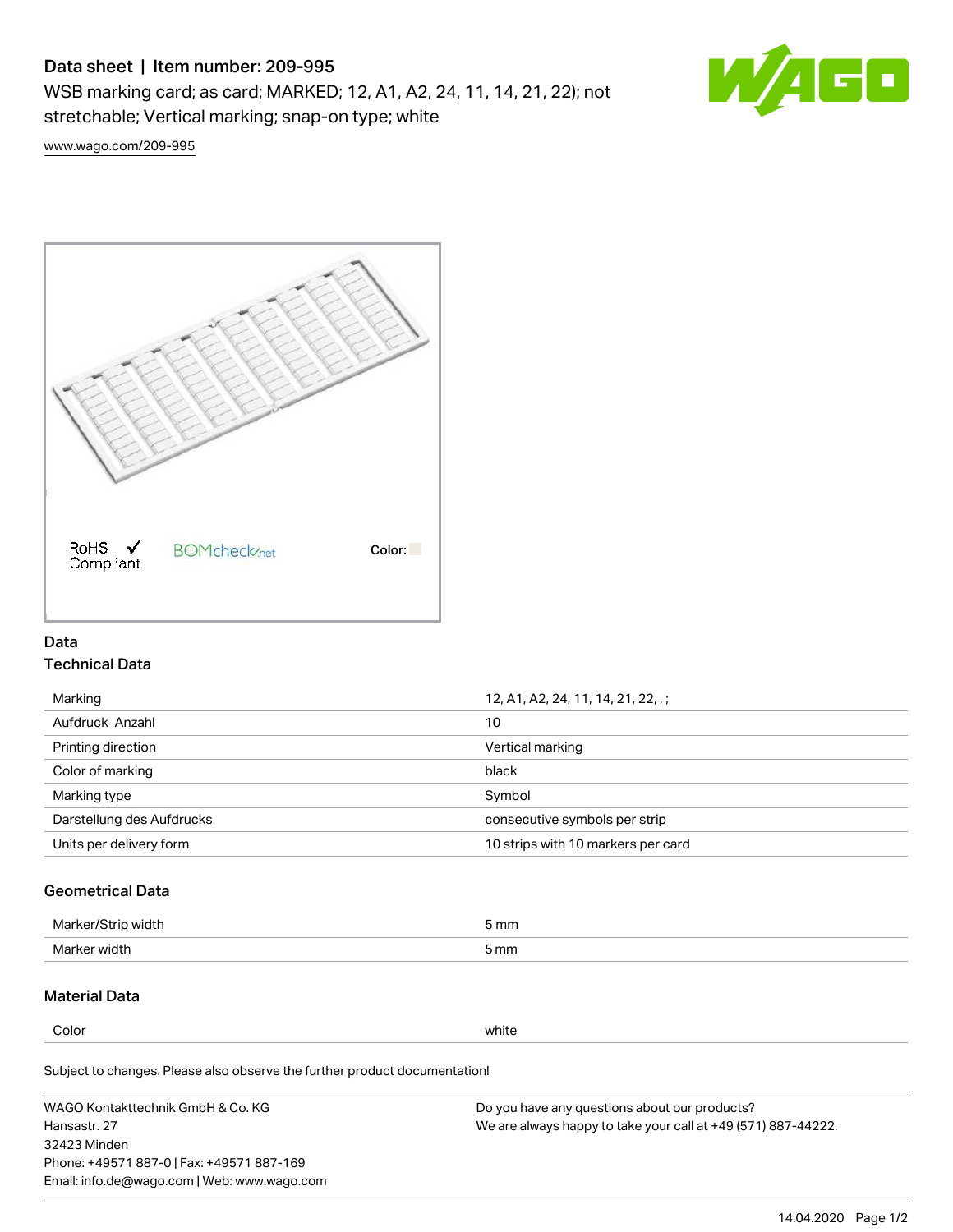# Data sheet | Item number: 209-995

WSB marking card; as card; MARKED; 12, A1, A2, 24, 11, 14, 21, 22); not stretchable; Vertical marking; snap-on type; white

www.wago.com/209-995

RoHS Compliant ✓ BOMcheck.net Color:

## Data

### Technical Data

| | |
|---|---|
| Marking | 12, A1, A2, 24, 11, 14, 21, 22, , ; |
| Aufdruck_Anzahl | 10 |
| Printing direction | Vertical marking |
| Color of marking | black |
| Marking type | Symbol |
| Darstellung des Aufdrucks | consecutive symbols per strip |
| Units per delivery form | 10 strips with 10 markers per card |

### Geometrical Data

| | |
|---|---|
| Marker/Strip width | 5 mm |
| Marker width | 5 mm |

### Material Data

| | |
|---|---|
| Color | white |

Subject to changes. Please also observe the further product documentation!

WAGO Kontakttechnik GmbH & Co. KG
Hansastr. 27
32423 Minden
Phone: +49571 887-0 | Fax: +49571 887-169
Email: info.de@wago.com | Web: www.wago.com

Do you have any questions about our products?
We are always happy to take your call at +49 (571) 887-44222.

14.04.2020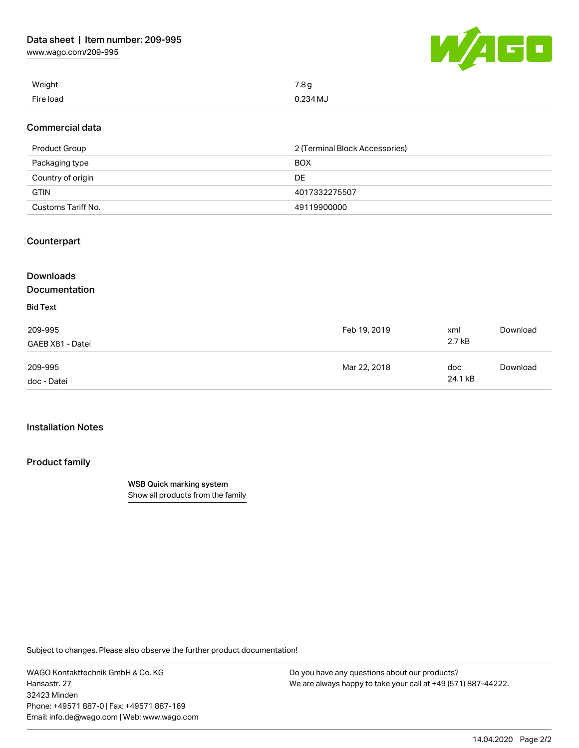| | |
|---|---|
| Weight | 7.8 g |
| Fire load | 0.234 MJ |

## Commercial data

| | |
|---|---|
| Product Group | 2 (Terminal Block Accessories) |
| Packaging type | BOX |
| Country of origin | DE |
| GTIN | 4017332275507 |
| Customs Tariff No. | 49119900000 |

## Counterpart

## Downloads
## Documentation

### Bid Text

| | | | |
|---|---|---|---|
| 209-995<br>GAEB X81 - Datei | Feb 19, 2019 | xml<br>2.7 kB | Download |
| 209-995<br>doc - Datei | Mar 22, 2018 | doc<br>24.1 kB | Download |

## Installation Notes

## Product family

**WSB Quick marking system**
Show all products from the family

Subject to changes. Please also observe the further product documentation!

WAGO Kontakttechnik GmbH & Co. KG
Hansastr. 27
32423 Minden
Phone: +49571 887-0 | Fax: +49571 887-169
Email: info.de@wago.com | Web: www.wago.com

Do you have any questions about our products?
We are always happy to take your call at +49 (571) 887-44222.